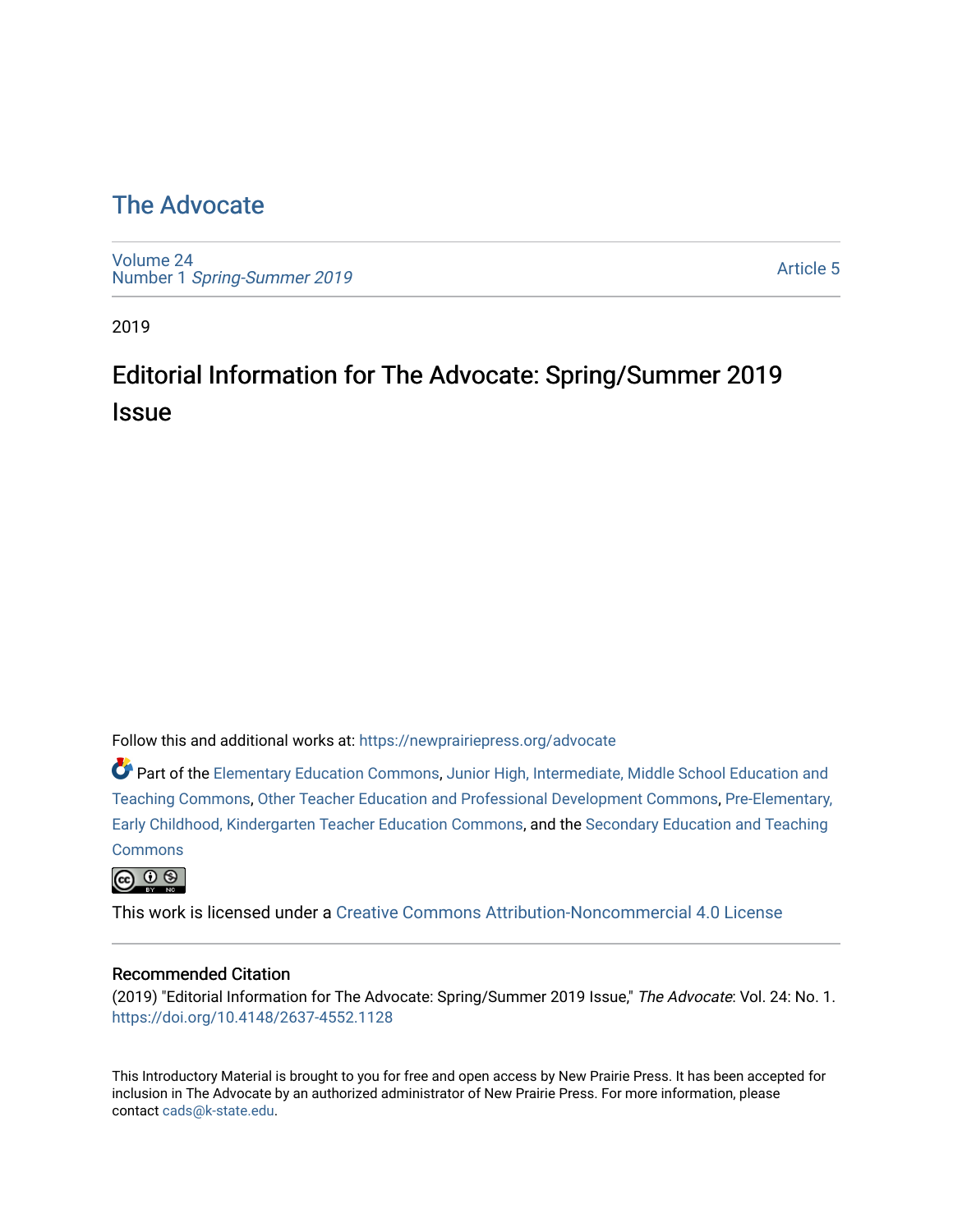# The Advocate

Volume 24
Number 1 *Spring-Summer 2019*

Article 5

2019

## Editorial Information for The Advocate: Spring/Summer 2019 Issue

Follow this and additional works at: https://newprairiepress.org/advocate

Part of the Elementary Education Commons, Junior High, Intermediate, Middle School Education and Teaching Commons, Other Teacher Education and Professional Development Commons, Pre-Elementary, Early Childhood, Kindergarten Teacher Education Commons, and the Secondary Education and Teaching Commons

This work is licensed under a Creative Commons Attribution-Noncommercial 4.0 License

### Recommended Citation

(2019) "Editorial Information for The Advocate: Spring/Summer 2019 Issue," *The Advocate*: Vol. 24: No. 1. https://doi.org/10.4148/2637-4552.1128

This Introductory Material is brought to you for free and open access by New Prairie Press. It has been accepted for inclusion in The Advocate by an authorized administrator of New Prairie Press. For more information, please contact cads@k-state.edu.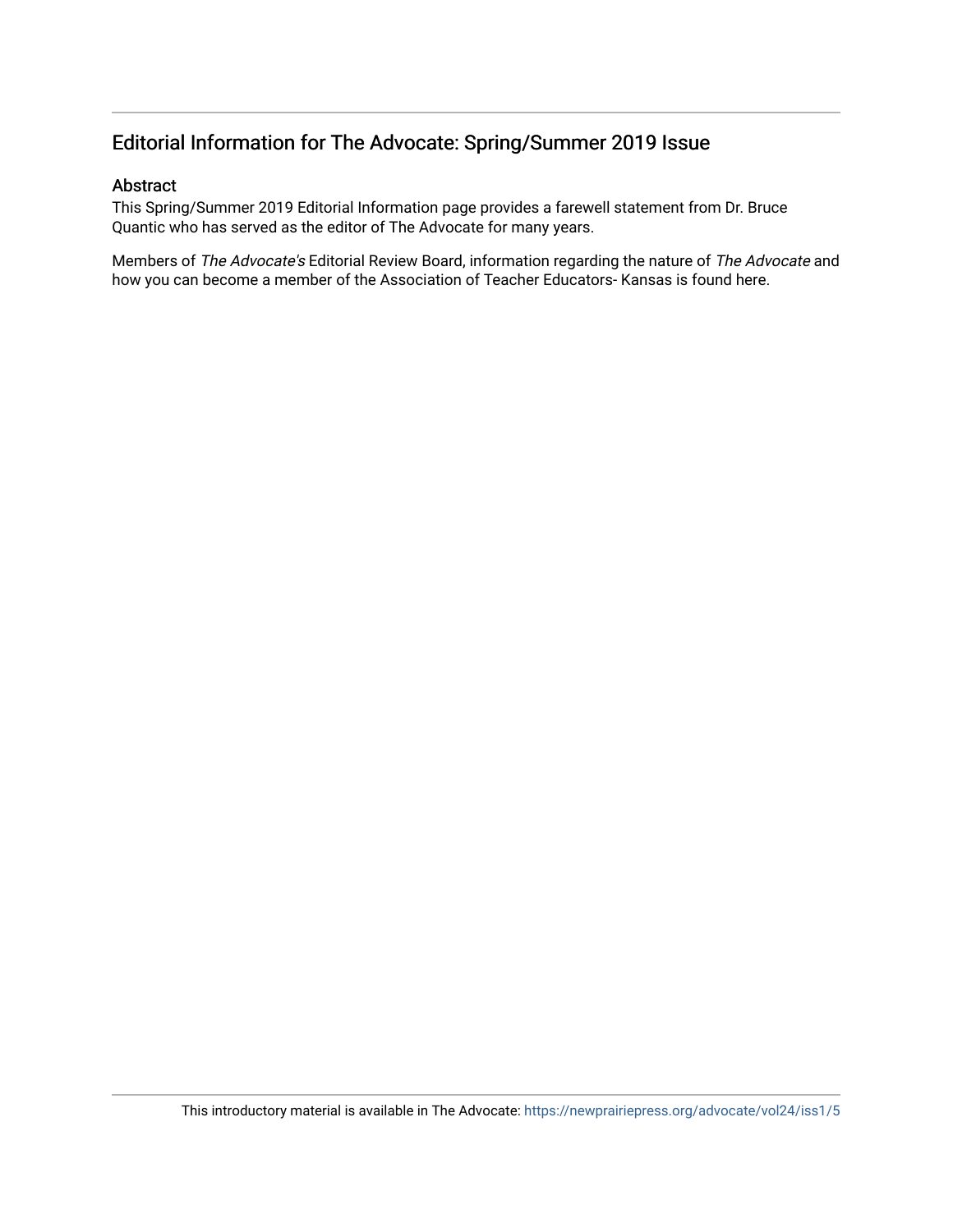## Editorial Information for The Advocate: Spring/Summer 2019 Issue

### Abstract

This Spring/Summer 2019 Editorial Information page provides a farewell statement from Dr. Bruce Quantic who has served as the editor of The Advocate for many years.

Members of *The Advocate's* Editorial Review Board, information regarding the nature of *The Advocate* and how you can become a member of the Association of Teacher Educators- Kansas is found here.

This introductory material is available in The Advocate: https://newprairiepress.org/advocate/vol24/iss1/5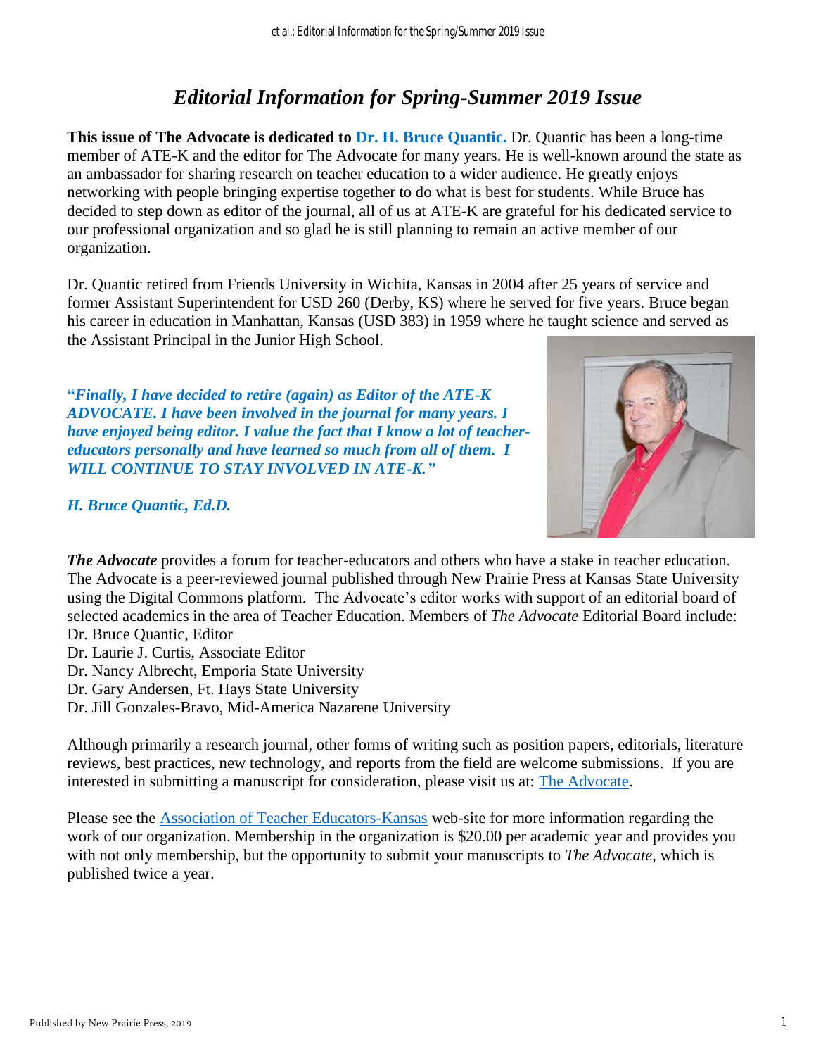# *Editorial Information for Spring-Summer 2019 Issue*

**This issue of The Advocate is dedicated to Dr. H. Bruce Quantic.** Dr. Quantic has been a long-time member of ATE-K and the editor for The Advocate for many years. He is well-known around the state as an ambassador for sharing research on teacher education to a wider audience. He greatly enjoys networking with people bringing expertise together to do what is best for students. While Bruce has decided to step down as editor of the journal, all of us at ATE-K are grateful for his dedicated service to our professional organization and so glad he is still planning to remain an active member of our organization.

Dr. Quantic retired from Friends University in Wichita, Kansas in 2004 after 25 years of service and former Assistant Superintendent for USD 260 (Derby, KS) where he served for five years. Bruce began his career in education in Manhattan, Kansas (USD 383) in 1959 where he taught science and served as the Assistant Principal in the Junior High School.

***"Finally, I have decided to retire (again) as Editor of the ATE-K ADVOCATE. I have been involved in the journal for many years. I have enjoyed being editor. I value the fact that I know a lot of teacher-educators personally and have learned so much from all of them. I WILL CONTINUE TO STAY INVOLVED IN ATE-K."***

***H. Bruce Quantic, Ed.D.***

***The Advocate*** provides a forum for teacher-educators and others who have a stake in teacher education. The Advocate is a peer-reviewed journal published through New Prairie Press at Kansas State University using the Digital Commons platform. The Advocate's editor works with support of an editorial board of selected academics in the area of Teacher Education. Members of *The Advocate* Editorial Board include:

Dr. Bruce Quantic, Editor  
Dr. Laurie J. Curtis, Associate Editor  
Dr. Nancy Albrecht, Emporia State University  
Dr. Gary Andersen, Ft. Hays State University  
Dr. Jill Gonzales-Bravo, Mid-America Nazarene University

Although primarily a research journal, other forms of writing such as position papers, editorials, literature reviews, best practices, new technology, and reports from the field are welcome submissions. If you are interested in submitting a manuscript for consideration, please visit us at: The Advocate.

Please see the Association of Teacher Educators-Kansas web-site for more information regarding the work of our organization. Membership in the organization is $20.00 per academic year and provides you with not only membership, but the opportunity to submit your manuscripts to *The Advocate*, which is published twice a year.